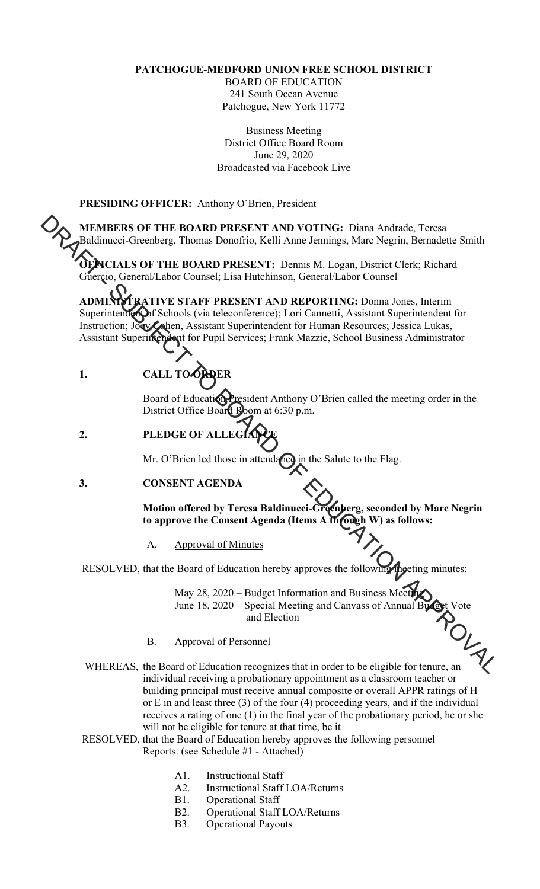**PATCHOGUE-MEDFORD UNION FREE SCHOOL DISTRICT**
BOARD OF EDUCATION
241 South Ocean Avenue
Patchogue, New York 11772

Business Meeting
District Office Board Room
June 29, 2020
Broadcasted via Facebook Live

**PRESIDING OFFICER:** Anthony O'Brien, President

**MEMBERS OF THE BOARD PRESENT AND VOTING:** Diana Andrade, Teresa Baldinucci-Greenberg, Thomas Donofrio, Kelli Anne Jennings, Marc Negrin, Bernadette Smith

**OFFICIALS OF THE BOARD PRESENT:** Dennis M. Logan, District Clerk; Richard Guercio, General/Labor Counsel; Lisa Hutchinson, General/Labor Counsel

**ADMINISTRATIVE STAFF PRESENT AND REPORTING:** Donna Jones, Interim Superintendent of Schools (via teleconference); Lori Cannetti, Assistant Superintendent for Instruction; Joey Cohen, Assistant Superintendent for Human Resources; Jessica Lukas, Assistant Superintendent for Pupil Services; Frank Mazzie, School Business Administrator

DRAFT - SUBJECT TO BOARD OF EDUCATION APPROVAL

## 1. CALL TO ORDER

Board of Education President Anthony O'Brien called the meeting order in the District Office Board Room at 6:30 p.m.

## 2. PLEDGE OF ALLEGIANCE

Mr. O'Brien led those in attendance in the Salute to the Flag.

## 3. CONSENT AGENDA

**Motion offered by Teresa Baldinucci-Greenberg, seconded by Marc Negrin to approve the Consent Agenda (Items A through W) as follows:**

A. Approval of Minutes

RESOLVED, that the Board of Education hereby approves the following meeting minutes:

May 28, 2020 – Budget Information and Business Meeting
June 18, 2020 – Special Meeting and Canvass of Annual Budget Vote and Election

B. Approval of Personnel

WHEREAS, the Board of Education recognizes that in order to be eligible for tenure, an individual receiving a probationary appointment as a classroom teacher or building principal must receive annual composite or overall APPR ratings of H or E in and least three (3) of the four (4) proceeding years, and if the individual receives a rating of one (1) in the final year of the probationary period, he or she will not be eligible for tenure at that time, be it

RESOLVED, that the Board of Education hereby approves the following personnel Reports. (see Schedule #1 - Attached)

- A1. Instructional Staff
- A2. Instructional Staff LOA/Returns
- B1. Operational Staff
- B2. Operational Staff LOA/Returns
- B3. Operational Payouts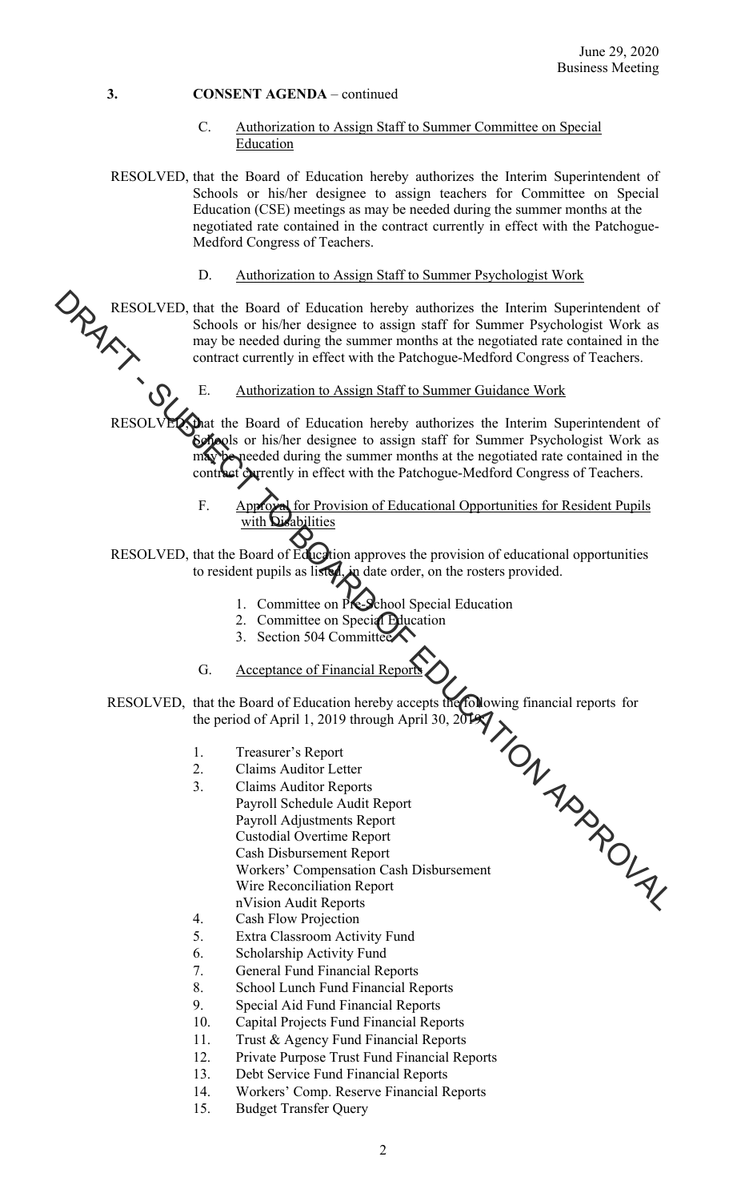## 3. CONSENT AGENDA – continued

C. Authorization to Assign Staff to Summer Committee on Special Education

RESOLVED, that the Board of Education hereby authorizes the Interim Superintendent of Schools or his/her designee to assign teachers for Committee on Special Education (CSE) meetings as may be needed during the summer months at the negotiated rate contained in the contract currently in effect with the Patchogue-Medford Congress of Teachers.

D. Authorization to Assign Staff to Summer Psychologist Work

RESOLVED, that the Board of Education hereby authorizes the Interim Superintendent of Schools or his/her designee to assign staff for Summer Psychologist Work as may be needed during the summer months at the negotiated rate contained in the contract currently in effect with the Patchogue-Medford Congress of Teachers.

E. Authorization to Assign Staff to Summer Guidance Work

RESOLVED, that the Board of Education hereby authorizes the Interim Superintendent of Schools or his/her designee to assign staff for Summer Psychologist Work as may be needed during the summer months at the negotiated rate contained in the contract currently in effect with the Patchogue-Medford Congress of Teachers.

F. Approval for Provision of Educational Opportunities for Resident Pupils with Disabilities

RESOLVED, that the Board of Education approves the provision of educational opportunities to resident pupils as listed, in date order, on the rosters provided.

1. Committee on Pre-School Special Education
2. Committee on Special Education
3. Section 504 Committee

G. Acceptance of Financial Reports

RESOLVED, that the Board of Education hereby accepts the following financial reports for the period of April 1, 2019 through April 30, 2019:

1. Treasurer's Report
2. Claims Auditor Letter
3. Claims Auditor Reports
   - Payroll Schedule Audit Report
   - Payroll Adjustments Report
   - Custodial Overtime Report
   - Cash Disbursement Report
   - Workers' Compensation Cash Disbursement
   - Wire Reconciliation Report
   - nVision Audit Reports
4. Cash Flow Projection
5. Extra Classroom Activity Fund
6. Scholarship Activity Fund
7. General Fund Financial Reports
8. School Lunch Fund Financial Reports
9. Special Aid Fund Financial Reports
10. Capital Projects Fund Financial Reports
11. Trust & Agency Fund Financial Reports
12. Private Purpose Trust Fund Financial Reports
13. Debt Service Fund Financial Reports
14. Workers' Comp. Reserve Financial Reports
15. Budget Transfer Query

DRAFT - SUBJECT TO BOARD OF EDUCATION APPROVAL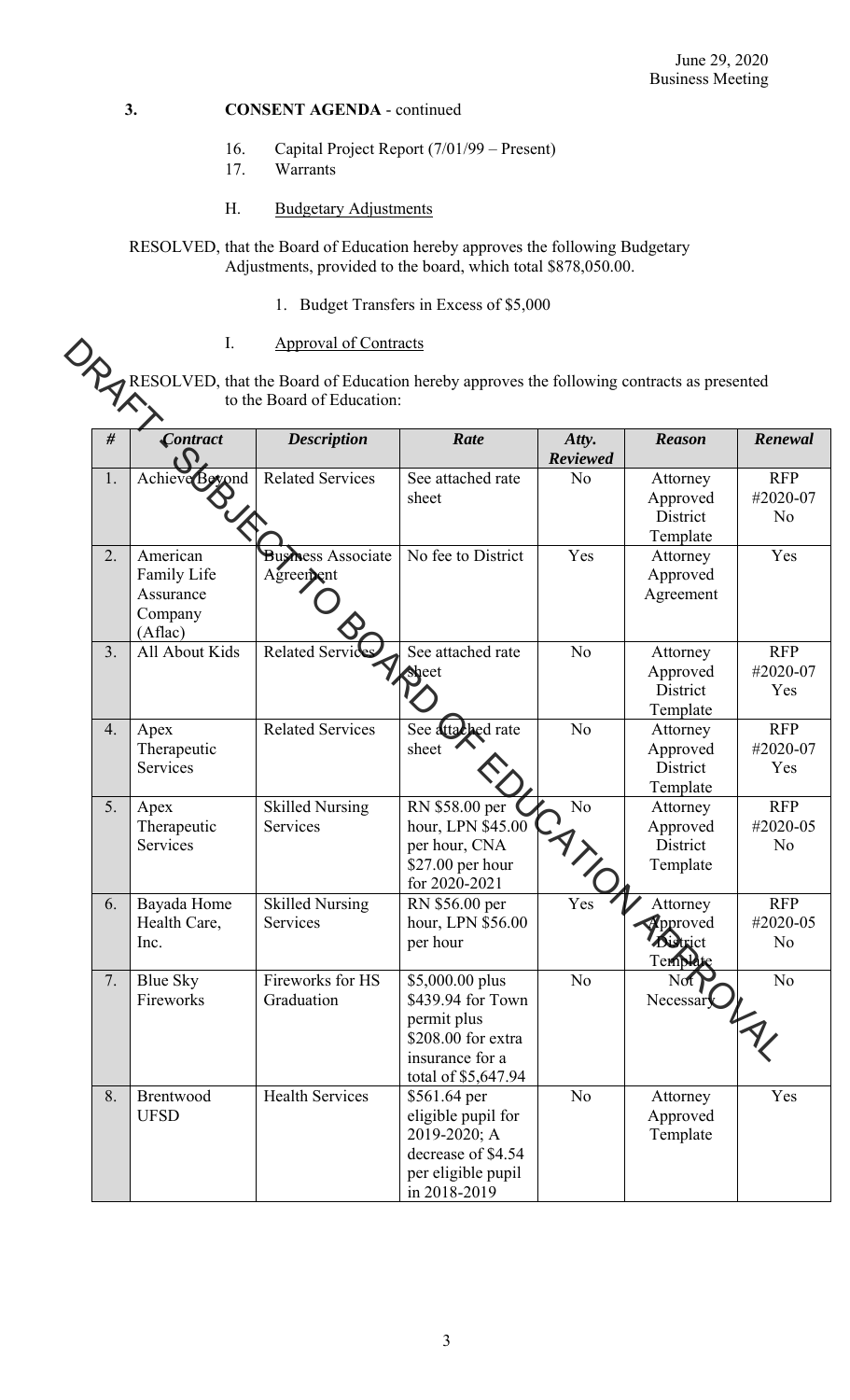**3. CONSENT AGENDA** - continued

16. Capital Project Report (7/01/99 – Present)
17. Warrants

H. Budgetary Adjustments

RESOLVED, that the Board of Education hereby approves the following Budgetary Adjustments, provided to the board, which total $878,050.00.

1. Budget Transfers in Excess of $5,000

I. Approval of Contracts

DRAFT, SUBJECT TO BOARD OF EDUCATION APPROVAL

RESOLVED, that the Board of Education hereby approves the following contracts as presented to the Board of Education:

| # | *Contract* | *Description* | *Rate* | *Atty. Reviewed* | *Reason* | *Renewal* |
|---|---|---|---|---|---|---|
| 1. | Achieve Beyond | Related Services | See attached rate sheet | No | Attorney Approved District Template | RFP #2020-07 No |
| 2. | American Family Life Assurance Company (Aflac) | Business Associate Agreement | No fee to District | Yes | Attorney Approved Agreement | Yes |
| 3. | All About Kids | Related Services | See attached rate sheet | No | Attorney Approved District Template | RFP #2020-07 Yes |
| 4. | Apex Therapeutic Services | Related Services | See attached rate sheet | No | Attorney Approved District Template | RFP #2020-07 Yes |
| 5. | Apex Therapeutic Services | Skilled Nursing Services | RN $58.00 per hour, LPN $45.00 per hour, CNA $27.00 per hour for 2020-2021 | No | Attorney Approved District Template | RFP #2020-05 No |
| 6. | Bayada Home Health Care, Inc. | Skilled Nursing Services | RN $56.00 per hour, LPN $56.00 per hour | Yes | Attorney Approved District Template | RFP #2020-05 No |
| 7. | Blue Sky Fireworks | Fireworks for HS Graduation | $5,000.00 plus $439.94 for Town permit plus $208.00 for extra insurance for a total of $5,647.94 | No | Not Necessary | No |
| 8. | Brentwood UFSD | Health Services | $561.64 per eligible pupil for 2019-2020; A decrease of $4.54 per eligible pupil in 2018-2019 | No | Attorney Approved Template | Yes |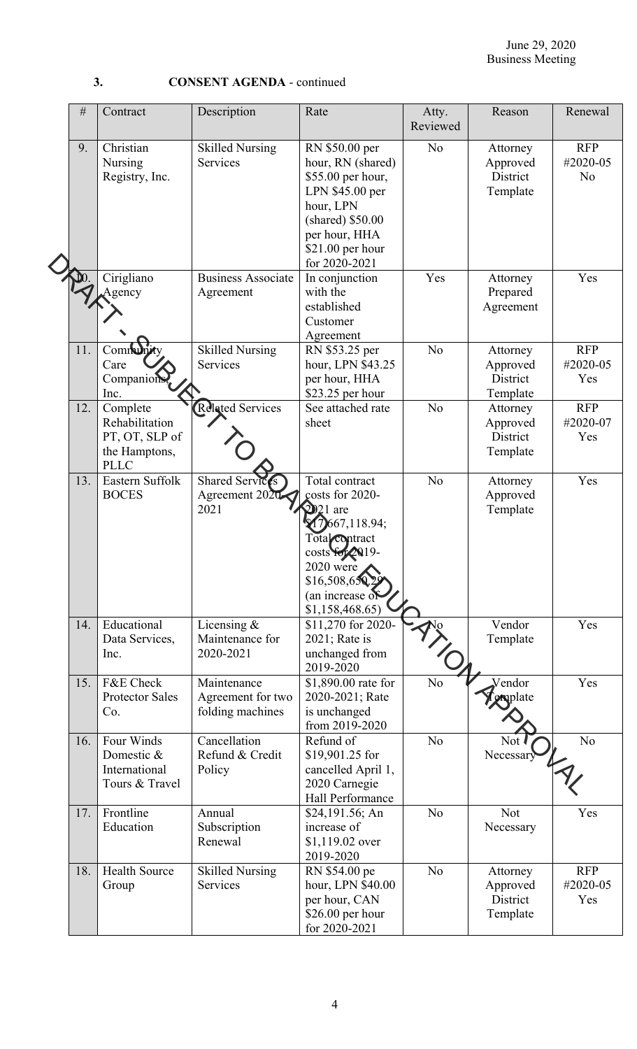**3. CONSENT AGENDA** - continued

| # | Contract | Description | Rate | Atty. Reviewed | Reason | Renewal |
|---|---|---|---|---|---|---|
| 9. | Christian Nursing Registry, Inc. | Skilled Nursing Services | RN $50.00 per hour, RN (shared) $55.00 per hour, LPN $45.00 per hour, LPN (shared) $50.00 per hour, HHA $21.00 per hour for 2020-2021 | No | Attorney Approved District Template | RFP #2020-05 No |
| 10. | Cirigliano Agency | Business Associate Agreement | In conjunction with the established Customer Agreement | Yes | Attorney Prepared Agreement | Yes |
| 11. | Community Care Companions, Inc. | Skilled Nursing Services | RN $53.25 per hour, LPN $43.25 per hour, HHA $23.25 per hour | No | Attorney Approved District Template | RFP #2020-05 Yes |
| 12. | Complete Rehabilitation PT, OT, SLP of the Hamptons, PLLC | Related Services | See attached rate sheet | No | Attorney Approved District Template | RFP #2020-07 Yes |
| 13. | Eastern Suffolk BOCES | Shared Services Agreement 2020-2021 | Total contract costs for 2020-2021 are $17,667,118.94; Total contract costs for 2019-2020 were $16,508,650.29 (an increase of $1,158,468.65) | No | Attorney Approved Template | Yes |
| 14. | Educational Data Services, Inc. | Licensing & Maintenance for 2020-2021 | $11,270 for 2020-2021; Rate is unchanged from 2019-2020 | No | Vendor Template | Yes |
| 15. | F&E Check Protector Sales Co. | Maintenance Agreement for two folding machines | $1,890.00 rate for 2020-2021; Rate is unchanged from 2019-2020 | No | Vendor Template | Yes |
| 16. | Four Winds Domestic & International Tours & Travel | Cancellation Refund & Credit Policy | Refund of $19,901.25 for cancelled April 1, 2020 Carnegie Hall Performance | No | Not Necessary | No |
| 17. | Frontline Education | Annual Subscription Renewal | $24,191.56; An increase of $1,119.02 over 2019-2020 | No | Not Necessary | Yes |
| 18. | Health Source Group | Skilled Nursing Services | RN $54.00 pe hour, LPN $40.00 per hour, CAN $26.00 per hour for 2020-2021 | No | Attorney Approved District Template | RFP #2020-05 Yes |

DRAFT - SUBJECT TO BOARD OF EDUCATION APPROVAL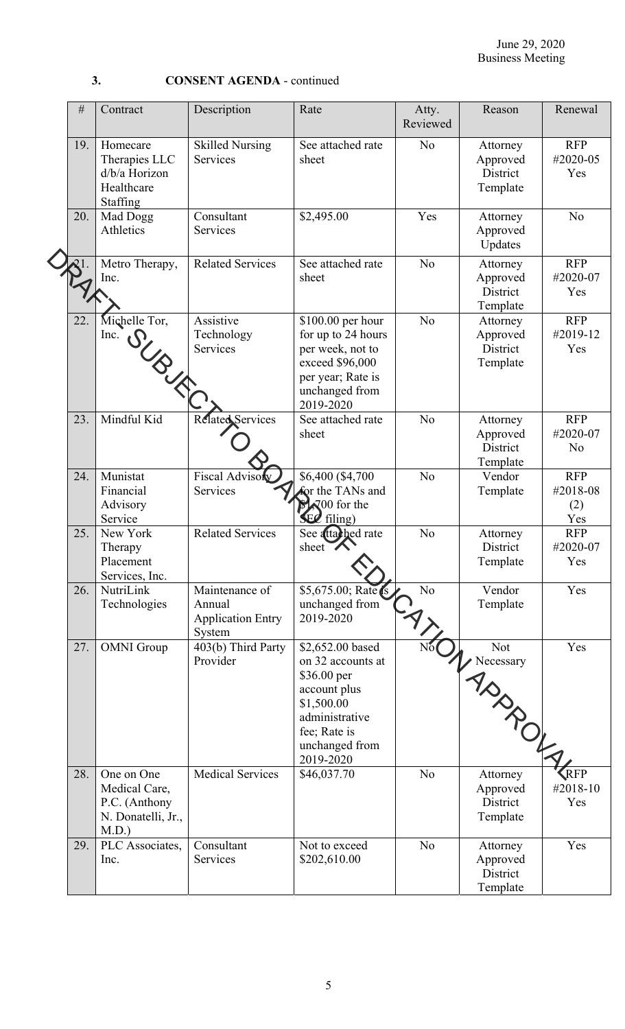### 3. CONSENT AGENDA - continued

| # | Contract | Description | Rate | Atty. Reviewed | Reason | Renewal |
|---|---|---|---|---|---|---|
| 19. | Homecare Therapies LLC d/b/a Horizon Healthcare Staffing | Skilled Nursing Services | See attached rate sheet | No | Attorney Approved District Template | RFP #2020-05 Yes |
| 20. | Mad Dogg Athletics | Consultant Services | $2,495.00 | Yes | Attorney Approved Updates | No |
| 21. | Metro Therapy, Inc. | Related Services | See attached rate sheet | No | Attorney Approved District Template | RFP #2020-07 Yes |
| 22. | Michelle Tor, Inc. | Assistive Technology Services | $100.00 per hour for up to 24 hours per week, not to exceed $96,000 per year; Rate is unchanged from 2019-2020 | No | Attorney Approved District Template | RFP #2019-12 Yes |
| 23. | Mindful Kid | Related Services | See attached rate sheet | No | Attorney Approved District Template | RFP #2020-07 No |
| 24. | Munistat Financial Advisory Service | Fiscal Advisory Services | $6,400 ($4,700 for the TANs and $1,700 for the SEC filing) | No | Vendor Template | RFP #2018-08 (2) Yes |
| 25. | New York Therapy Placement Services, Inc. | Related Services | See attached rate sheet | No | Attorney District Template | RFP #2020-07 Yes |
| 26. | NutriLink Technologies | Maintenance of Annual Application Entry System | $5,675.00; Rate is unchanged from 2019-2020 | No | Vendor Template | Yes |
| 27. | OMNI Group | 403(b) Third Party Provider | $2,652.00 based on 32 accounts at $36.00 per account plus $1,500.00 administrative fee; Rate is unchanged from 2019-2020 | No | Not Necessary | Yes |
| 28. | One on One Medical Care, P.C. (Anthony N. Donatelli, Jr., M.D.) | Medical Services | $46,037.70 | No | Attorney Approved District Template | RFP #2018-10 Yes |
| 29. | PLC Associates, Inc. | Consultant Services | Not to exceed $202,610.00 | No | Attorney Approved District Template | Yes |

DRAFT- SUBJECT TO BOARD OF EDUCATION APPROVAL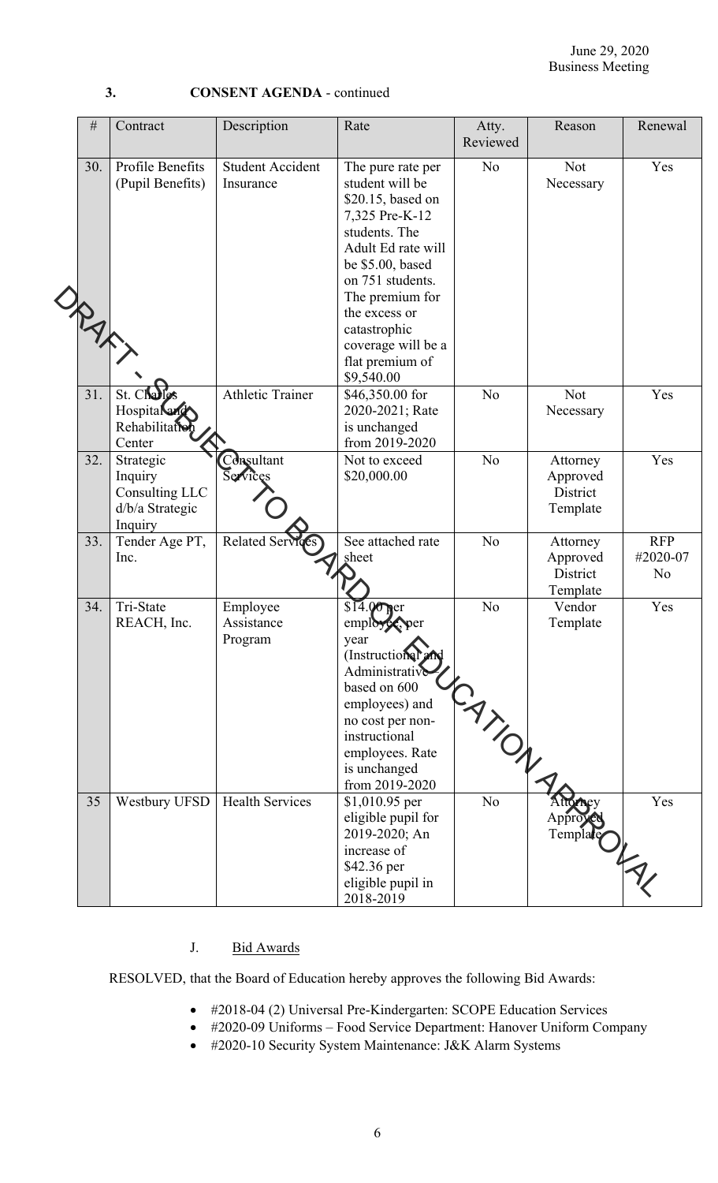### 3. CONSENT AGENDA - continued

| # | Contract | Description | Rate | Atty. Reviewed | Reason | Renewal |
|---|---|---|---|---|---|---|
| 30. | Profile Benefits (Pupil Benefits) | Student Accident Insurance | The pure rate per student will be $20.15, based on 7,325 Pre-K-12 students. The Adult Ed rate will be $5.00, based on 751 students. The premium for the excess or catastrophic coverage will be a flat premium of $9,540.00 | No | Not Necessary | Yes |
| 31. | St. Charles Hospital and Rehabilitation Center | Athletic Trainer | $46,350.00 for 2020-2021; Rate is unchanged from 2019-2020 | No | Not Necessary | Yes |
| 32. | Strategic Inquiry Consulting LLC d/b/a Strategic Inquiry | Consultant Services | Not to exceed $20,000.00 | No | Attorney Approved District Template | Yes |
| 33. | Tender Age PT, Inc. | Related Services | See attached rate sheet | No | Attorney Approved District Template | RFP #2020-07 No |
| 34. | Tri-State REACH, Inc. | Employee Assistance Program | $14.00 per employee, per year (Instructional and Administrative based on 600 employees) and no cost per non-instructional employees. Rate is unchanged from 2019-2020 | No | Vendor Template | Yes |
| 35 | Westbury UFSD | Health Services | $1,010.95 per eligible pupil for 2019-2020; An increase of $42.36 per eligible pupil in 2018-2019 | No | Attorney Approved Template | Yes |

DRAFT - SUBJECT TO BOARD OF EDUCATION APPROVAL

J. Bid Awards

RESOLVED, that the Board of Education hereby approves the following Bid Awards:

- #2018-04 (2) Universal Pre-Kindergarten: SCOPE Education Services
- #2020-09 Uniforms – Food Service Department: Hanover Uniform Company
- #2020-10 Security System Maintenance: J&K Alarm Systems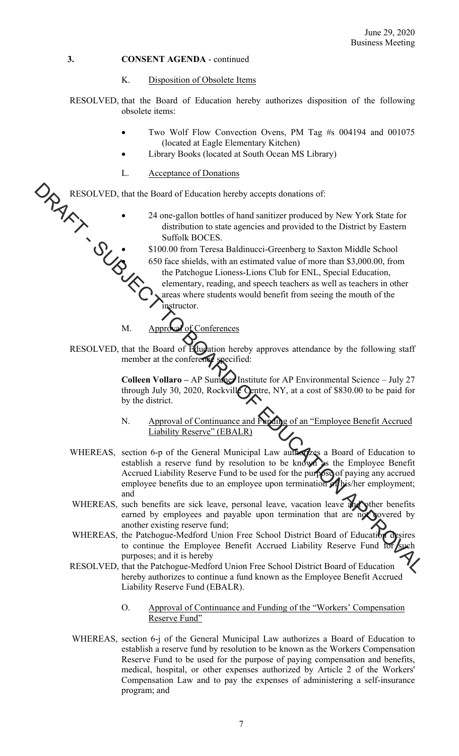**3. CONSENT AGENDA** - continued

K. Disposition of Obsolete Items

RESOLVED, that the Board of Education hereby authorizes disposition of the following obsolete items:

- Two Wolf Flow Convection Ovens, PM Tag #s 004194 and 001075 (located at Eagle Elementary Kitchen)
- Library Books (located at South Ocean MS Library)

L. Acceptance of Donations

RESOLVED, that the Board of Education hereby accepts donations of:

- 24 one-gallon bottles of hand sanitizer produced by New York State for distribution to state agencies and provided to the District by Eastern Suffolk BOCES.
- $100.00 from Teresa Baldinucci-Greenberg to Saxton Middle School
- 650 face shields, with an estimated value of more than $3,000.00, from the Patchogue Lioness-Lions Club for ENL, Special Education, elementary, reading, and speech teachers as well as teachers in other areas where students would benefit from seeing the mouth of the instructor.

M. Approval of Conferences

RESOLVED, that the Board of Education hereby approves attendance by the following staff member at the conference specified:

**Colleen Vollaro –** AP Summer Institute for AP Environmental Science – July 27 through July 30, 2020, Rockville Centre, NY, at a cost of $830.00 to be paid for by the district.

N. Approval of Continuance and Funding of an "Employee Benefit Accrued Liability Reserve" (EBALR)

WHEREAS, section 6-p of the General Municipal Law authorizes a Board of Education to establish a reserve fund by resolution to be known as the Employee Benefit Accrued Liability Reserve Fund to be used for the purpose of paying any accrued employee benefits due to an employee upon termination of his/her employment; and

WHEREAS, such benefits are sick leave, personal leave, vacation leave and other benefits earned by employees and payable upon termination that are not covered by another existing reserve fund;

WHEREAS, the Patchogue-Medford Union Free School District Board of Education desires to continue the Employee Benefit Accrued Liability Reserve Fund for such purposes; and it is hereby

RESOLVED, that the Patchogue-Medford Union Free School District Board of Education hereby authorizes to continue a fund known as the Employee Benefit Accrued Liability Reserve Fund (EBALR).

O. Approval of Continuance and Funding of the "Workers' Compensation Reserve Fund"

WHEREAS, section 6-j of the General Municipal Law authorizes a Board of Education to establish a reserve fund by resolution to be known as the Workers Compensation Reserve Fund to be used for the purpose of paying compensation and benefits, medical, hospital, or other expenses authorized by Article 2 of the Workers' Compensation Law and to pay the expenses of administering a self-insurance program; and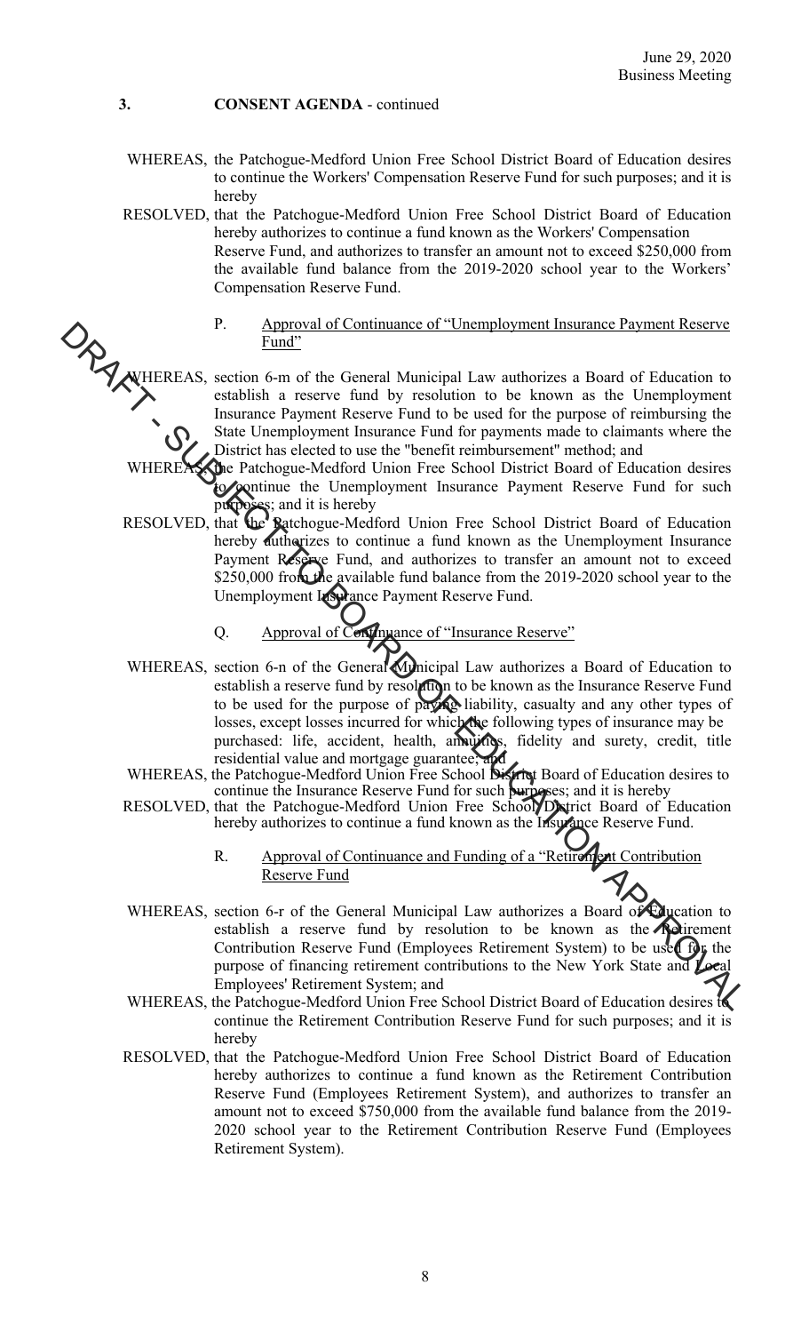**3. CONSENT AGENDA** - continued

WHEREAS, the Patchogue-Medford Union Free School District Board of Education desires to continue the Workers' Compensation Reserve Fund for such purposes; and it is hereby

RESOLVED, that the Patchogue-Medford Union Free School District Board of Education hereby authorizes to continue a fund known as the Workers' Compensation Reserve Fund, and authorizes to transfer an amount not to exceed $250,000 from the available fund balance from the 2019-2020 school year to the Workers' Compensation Reserve Fund.

P. Approval of Continuance of "Unemployment Insurance Payment Reserve Fund"

WHEREAS, section 6-m of the General Municipal Law authorizes a Board of Education to establish a reserve fund by resolution to be known as the Unemployment Insurance Payment Reserve Fund to be used for the purpose of reimbursing the State Unemployment Insurance Fund for payments made to claimants where the District has elected to use the "benefit reimbursement" method; and

WHEREAS, the Patchogue-Medford Union Free School District Board of Education desires to continue the Unemployment Insurance Payment Reserve Fund for such purposes; and it is hereby

RESOLVED, that the Patchogue-Medford Union Free School District Board of Education hereby authorizes to continue a fund known as the Unemployment Insurance Payment Reserve Fund, and authorizes to transfer an amount not to exceed $250,000 from the available fund balance from the 2019-2020 school year to the Unemployment Insurance Payment Reserve Fund.

Q. Approval of Continuance of "Insurance Reserve"

WHEREAS, section 6-n of the General Municipal Law authorizes a Board of Education to establish a reserve fund by resolution to be known as the Insurance Reserve Fund to be used for the purpose of paying liability, casualty and any other types of losses, except losses incurred for which the following types of insurance may be purchased: life, accident, health, annuities, fidelity and surety, credit, title residential value and mortgage guarantee; and

WHEREAS, the Patchogue-Medford Union Free School District Board of Education desires to continue the Insurance Reserve Fund for such purposes; and it is hereby

RESOLVED, that the Patchogue-Medford Union Free School District Board of Education hereby authorizes to continue a fund known as the Insurance Reserve Fund.

R. Approval of Continuance and Funding of a "Retirement Contribution Reserve Fund

WHEREAS, section 6-r of the General Municipal Law authorizes a Board of Education to establish a reserve fund by resolution to be known as the Retirement Contribution Reserve Fund (Employees Retirement System) to be used for the purpose of financing retirement contributions to the New York State and Local Employees' Retirement System; and

WHEREAS, the Patchogue-Medford Union Free School District Board of Education desires to continue the Retirement Contribution Reserve Fund for such purposes; and it is hereby

RESOLVED, that the Patchogue-Medford Union Free School District Board of Education hereby authorizes to continue a fund known as the Retirement Contribution Reserve Fund (Employees Retirement System), and authorizes to transfer an amount not to exceed $750,000 from the available fund balance from the 2019-2020 school year to the Retirement Contribution Reserve Fund (Employees Retirement System).

DRAFT - SUBJECT TO BOARD OF EDUCATION APPROVAL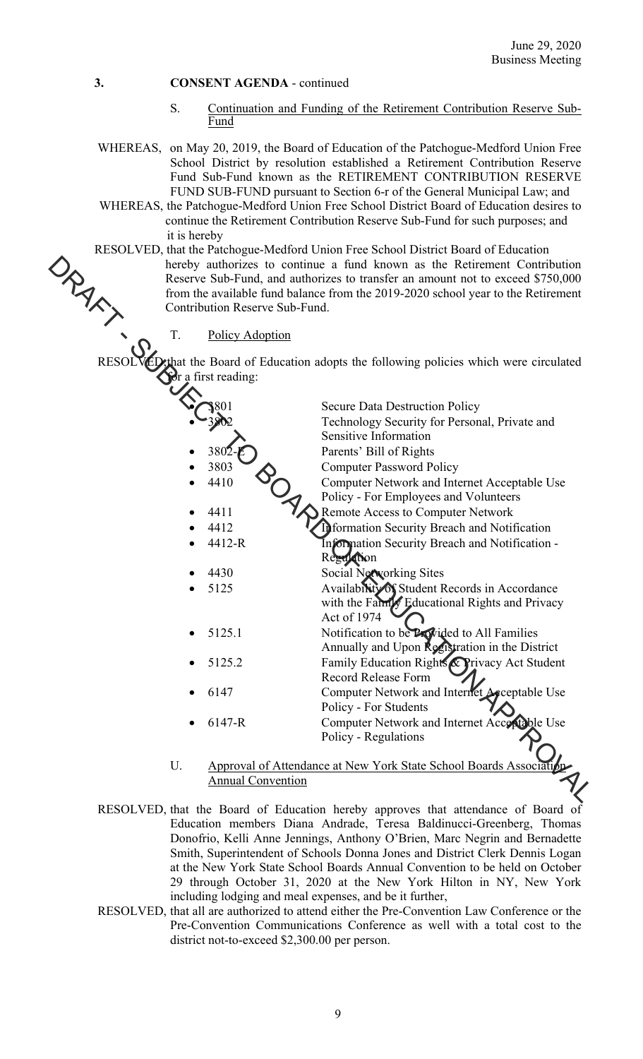**3. CONSENT AGENDA** - continued

S. Continuation and Funding of the Retirement Contribution Reserve Sub-Fund

WHEREAS, on May 20, 2019, the Board of Education of the Patchogue-Medford Union Free School District by resolution established a Retirement Contribution Reserve Fund Sub-Fund known as the RETIREMENT CONTRIBUTION RESERVE FUND SUB-FUND pursuant to Section 6-r of the General Municipal Law; and

WHEREAS, the Patchogue-Medford Union Free School District Board of Education desires to continue the Retirement Contribution Reserve Sub-Fund for such purposes; and it is hereby

RESOLVED, that the Patchogue-Medford Union Free School District Board of Education hereby authorizes to continue a fund known as the Retirement Contribution Reserve Sub-Fund, and authorizes to transfer an amount not to exceed $750,000 from the available fund balance from the 2019-2020 school year to the Retirement Contribution Reserve Sub-Fund.

T. Policy Adoption

RESOLVED, that the Board of Education adopts the following policies which were circulated for a first reading:

- 3801 — Secure Data Destruction Policy
- 3802 — Technology Security for Personal, Private and Sensitive Information
- 3802-E — Parents' Bill of Rights
- 3803 — Computer Password Policy
- 4410 — Computer Network and Internet Acceptable Use Policy - For Employees and Volunteers
- 4411 — Remote Access to Computer Network
- 4412 — Information Security Breach and Notification
- 4412-R — Information Security Breach and Notification - Regulation
- 4430 — Social Networking Sites
- 5125 — Availability of Student Records in Accordance with the Family Educational Rights and Privacy Act of 1974
- 5125.1 — Notification to be Provided to All Families Annually and Upon Registration in the District
- 5125.2 — Family Education Rights & Privacy Act Student Record Release Form
- 6147 — Computer Network and Internet Acceptable Use Policy - For Students
- 6147-R — Computer Network and Internet Acceptable Use Policy - Regulations

U. Approval of Attendance at New York State School Boards Association Annual Convention

RESOLVED, that the Board of Education hereby approves that attendance of Board of Education members Diana Andrade, Teresa Baldinucci-Greenberg, Thomas Donofrio, Kelli Anne Jennings, Anthony O'Brien, Marc Negrin and Bernadette Smith, Superintendent of Schools Donna Jones and District Clerk Dennis Logan at the New York State School Boards Annual Convention to be held on October 29 through October 31, 2020 at the New York Hilton in NY, New York including lodging and meal expenses, and be it further,

RESOLVED, that all are authorized to attend either the Pre-Convention Law Conference or the Pre-Convention Communications Conference as well with a total cost to the district not-to-exceed $2,300.00 per person.

DRAFT - SUBJECT TO BOARD OF EDUCATION APPROVAL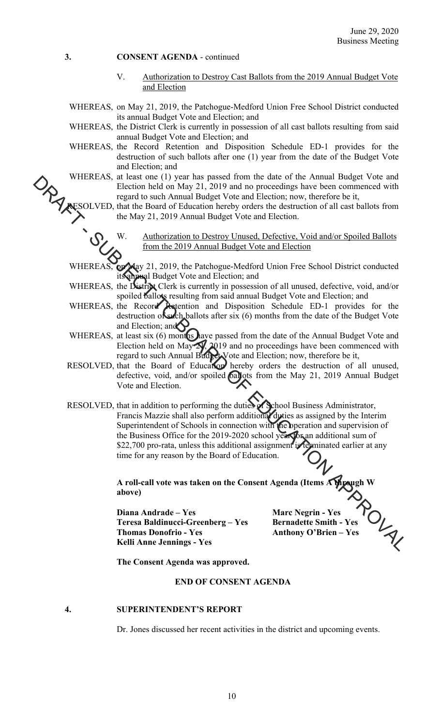**3. CONSENT AGENDA** - continued

V. Authorization to Destroy Cast Ballots from the 2019 Annual Budget Vote and Election

WHEREAS, on May 21, 2019, the Patchogue-Medford Union Free School District conducted its annual Budget Vote and Election; and

WHEREAS, the District Clerk is currently in possession of all cast ballots resulting from said annual Budget Vote and Election; and

WHEREAS, the Record Retention and Disposition Schedule ED-1 provides for the destruction of such ballots after one (1) year from the date of the Budget Vote and Election; and

WHEREAS, at least one (1) year has passed from the date of the Annual Budget Vote and Election held on May 21, 2019 and no proceedings have been commenced with regard to such Annual Budget Vote and Election; now, therefore be it,

RESOLVED, that the Board of Education hereby orders the destruction of all cast ballots from the May 21, 2019 Annual Budget Vote and Election.

W. Authorization to Destroy Unused, Defective, Void and/or Spoiled Ballots from the 2019 Annual Budget Vote and Election

WHEREAS, on May 21, 2019, the Patchogue-Medford Union Free School District conducted its annual Budget Vote and Election; and

WHEREAS, the District Clerk is currently in possession of all unused, defective, void, and/or spoiled ballots resulting from said annual Budget Vote and Election; and

WHEREAS, the Record Retention and Disposition Schedule ED-1 provides for the destruction of such ballots after six (6) months from the date of the Budget Vote and Election; and

WHEREAS, at least six (6) months have passed from the date of the Annual Budget Vote and Election held on May 21, 2019 and no proceedings have been commenced with regard to such Annual Budget Vote and Election; now, therefore be it,

RESOLVED, that the Board of Education hereby orders the destruction of all unused, defective, void, and/or spoiled ballots from the May 21, 2019 Annual Budget Vote and Election.

RESOLVED, that in addition to performing the duties of School Business Administrator, Francis Mazzie shall also perform additional duties as assigned by the Interim Superintendent of Schools in connection with the operation and supervision of the Business Office for the 2019-2020 school year for an additional sum of $22,700 pro-rata, unless this additional assignment is terminated earlier at any time for any reason by the Board of Education.

**A roll-call vote was taken on the Consent Agenda (Items A through W above)**

**Diana Andrade – Yes**
**Teresa Baldinucci-Greenberg – Yes**
**Thomas Donofrio - Yes**
**Kelli Anne Jennings - Yes**
**Marc Negrin - Yes**
**Bernadette Smith - Yes**
**Anthony O'Brien – Yes**

**The Consent Agenda was approved.**

**END OF CONSENT AGENDA**

**4. SUPERINTENDENT'S REPORT**

Dr. Jones discussed her recent activities in the district and upcoming events.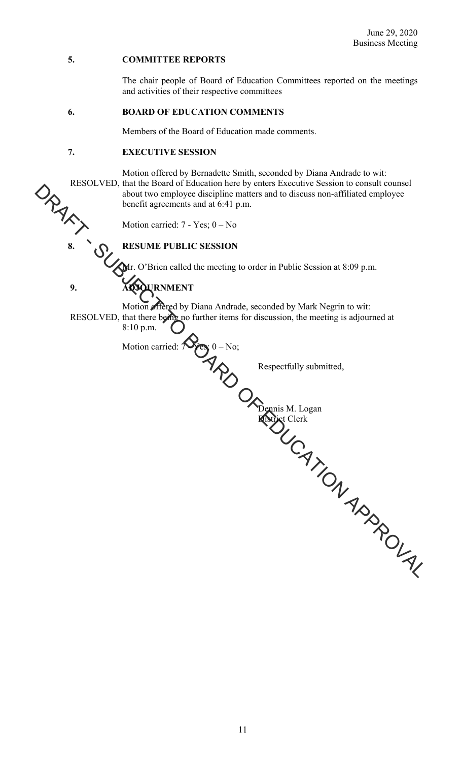## 5. COMMITTEE REPORTS

The chair people of Board of Education Committees reported on the meetings and activities of their respective committees

## 6. BOARD OF EDUCATION COMMENTS

Members of the Board of Education made comments.

## 7. EXECUTIVE SESSION

Motion offered by Bernadette Smith, seconded by Diana Andrade to wit:

RESOLVED, that the Board of Education here by enters Executive Session to consult counsel about two employee discipline matters and to discuss non-affiliated employee benefit agreements and at 6:41 p.m.

Motion carried: 7 - Yes; 0 – No

## 8. RESUME PUBLIC SESSION

Mr. O'Brien called the meeting to order in Public Session at 8:09 p.m.

## 9. ADJOURNMENT

Motion offered by Diana Andrade, seconded by Mark Negrin to wit:

RESOLVED, that there being no further items for discussion, the meeting is adjourned at 8:10 p.m.

Motion carried: 7 - Yes; 0 – No;

Respectfully submitted,

Dennis M. Logan
District Clerk

DRAFT - SUBJECT TO BOARD OF EDUCATION APPROVAL